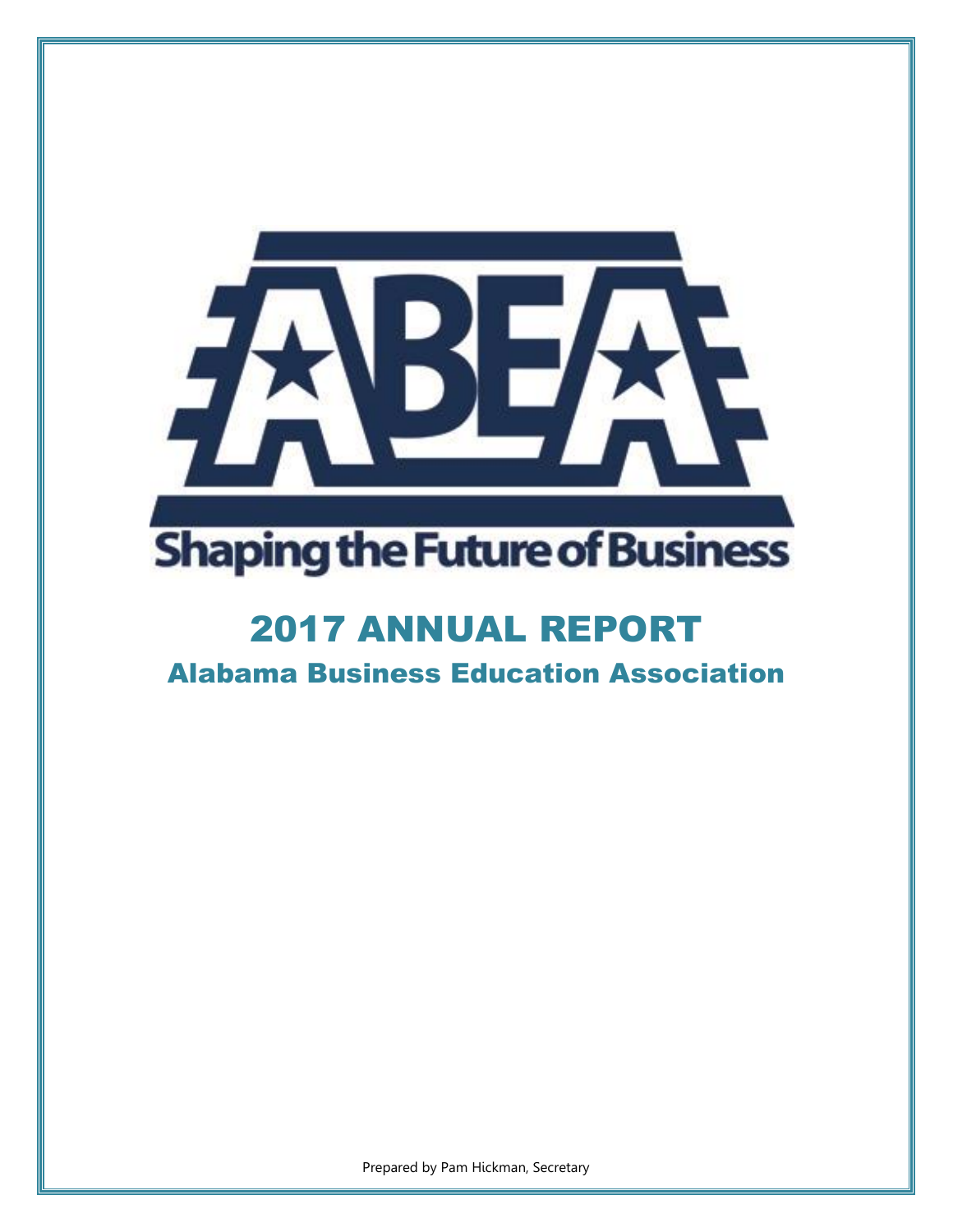ABEA

Shaping the Future of Business

# 2017 ANNUAL REPORT

## Alabama Business Education Association

Prepared by Pam Hickman, Secretary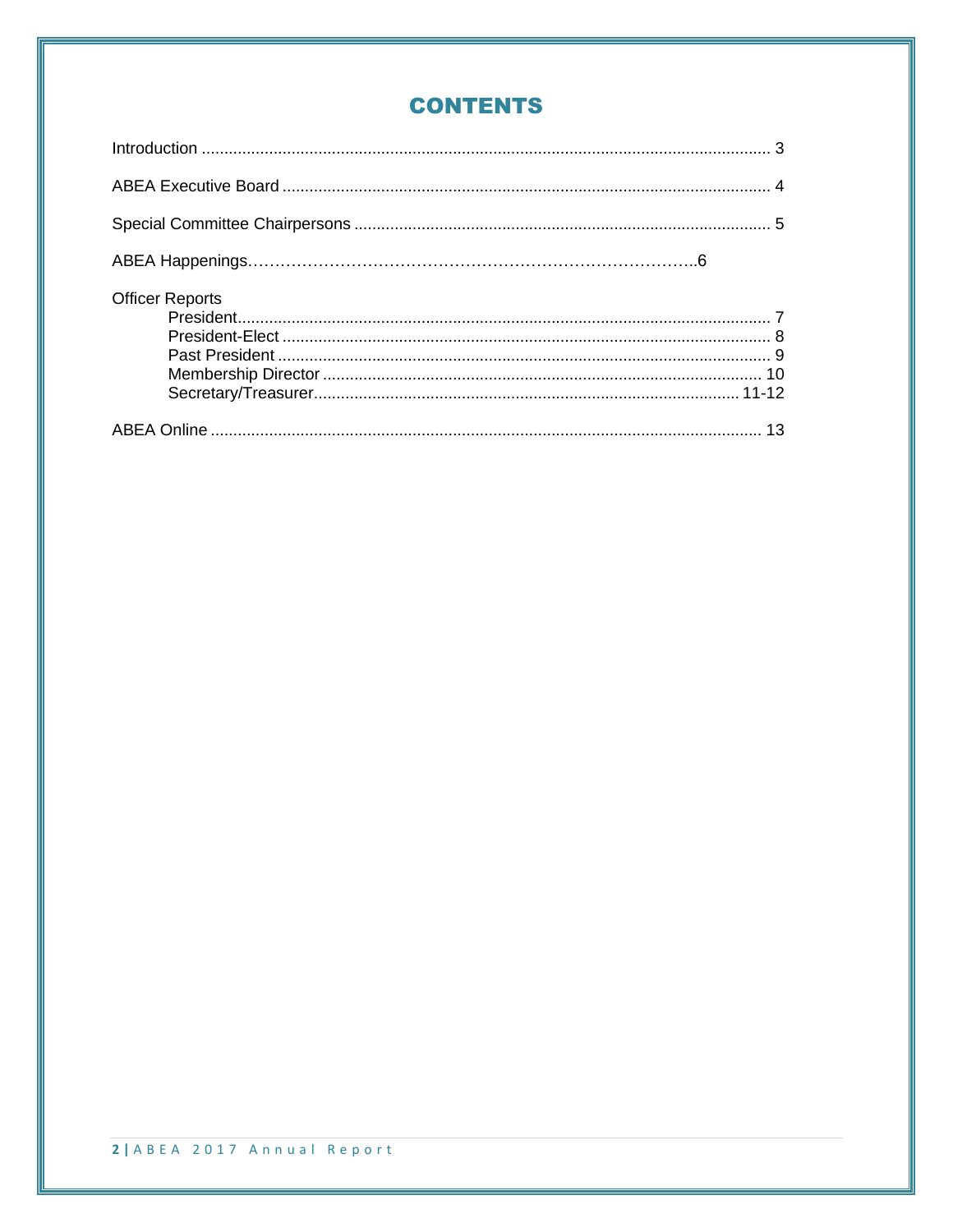# CONTENTS

Introduction .......... 3

ABEA Executive Board .......... 4

Special Committee Chairpersons .......... 5

ABEA Happenings.......... 6

Officer Reports

- President.......... 7
- President-Elect .......... 8
- Past President .......... 9
- Membership Director .......... 10
- Secretary/Treasurer.......... 11-12

ABEA Online .......... 13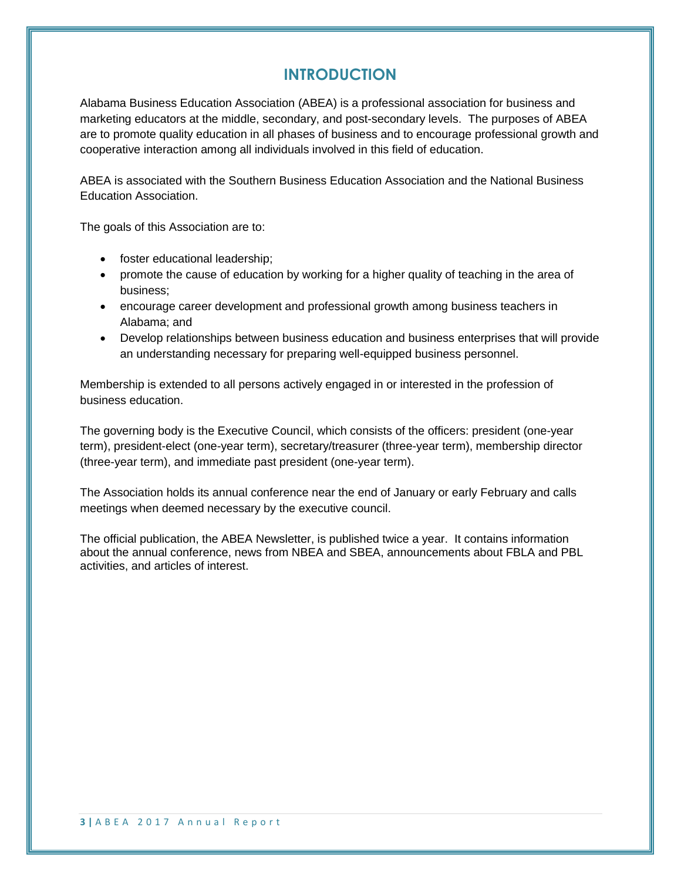# INTRODUCTION

Alabama Business Education Association (ABEA) is a professional association for business and marketing educators at the middle, secondary, and post-secondary levels. The purposes of ABEA are to promote quality education in all phases of business and to encourage professional growth and cooperative interaction among all individuals involved in this field of education.

ABEA is associated with the Southern Business Education Association and the National Business Education Association.

The goals of this Association are to:

- foster educational leadership;
- promote the cause of education by working for a higher quality of teaching in the area of business;
- encourage career development and professional growth among business teachers in Alabama; and
- Develop relationships between business education and business enterprises that will provide an understanding necessary for preparing well-equipped business personnel.

Membership is extended to all persons actively engaged in or interested in the profession of business education.

The governing body is the Executive Council, which consists of the officers: president (one-year term), president-elect (one-year term), secretary/treasurer (three-year term), membership director (three-year term), and immediate past president (one-year term).

The Association holds its annual conference near the end of January or early February and calls meetings when deemed necessary by the executive council.

The official publication, the ABEA Newsletter, is published twice a year. It contains information about the annual conference, news from NBEA and SBEA, announcements about FBLA and PBL activities, and articles of interest.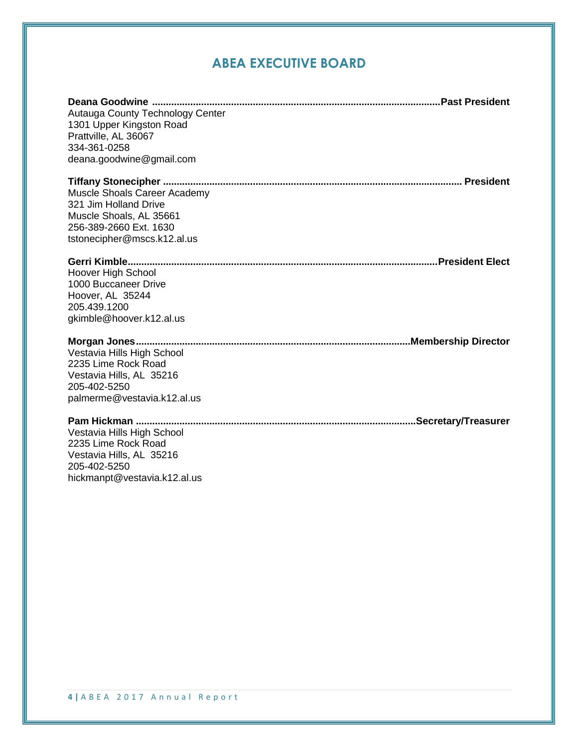# ABEA EXECUTIVE BOARD

**Deana Goodwine ........................................................................................................Past President**
Autauga County Technology Center
1301 Upper Kingston Road
Prattville, AL 36067
334-361-0258
deana.goodwine@gmail.com

**Tiffany Stonecipher ........................................................................................................ President**
Muscle Shoals Career Academy
321 Jim Holland Drive
Muscle Shoals, AL 35661
256-389-2660 Ext. 1630
tstonecipher@mscs.k12.al.us

**Gerri Kimble...............................................................................................................President Elect**
Hoover High School
1000 Buccaneer Drive
Hoover, AL 35244
205.439.1200
gkimble@hoover.k12.al.us

**Morgan Jones..................................................................................................Membership Director**
Vestavia Hills High School
2235 Lime Rock Road
Vestavia Hills, AL 35216
205-402-5250
palmerme@vestavia.k12.al.us

**Pam Hickman .....................................................................................................Secretary/Treasurer**
Vestavia Hills High School
2235 Lime Rock Road
Vestavia Hills, AL 35216
205-402-5250
hickmanpt@vestavia.k12.al.us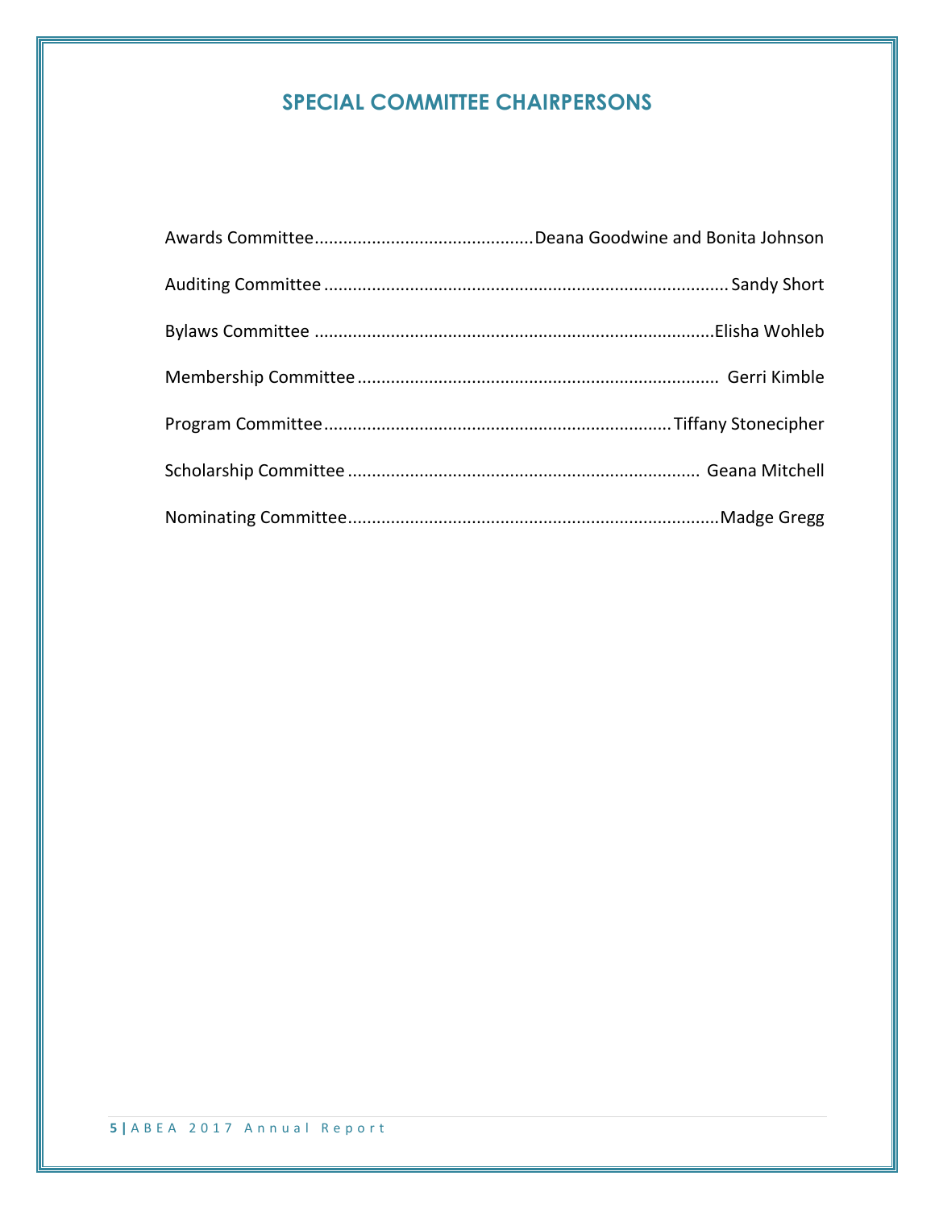# SPECIAL COMMITTEE CHAIRPERSONS

Awards Committee............................................Deana Goodwine and Bonita Johnson

Auditing Committee ..................................................................................... Sandy Short

Bylaws Committee ..................................................................................Elisha Wohleb

Membership Committee ..........................................................................  Gerri Kimble

Program Committee........................................................................Tiffany Stonecipher

Scholarship Committee .........................................................................  Geana Mitchell

Nominating Committee............................................................................Madge Gregg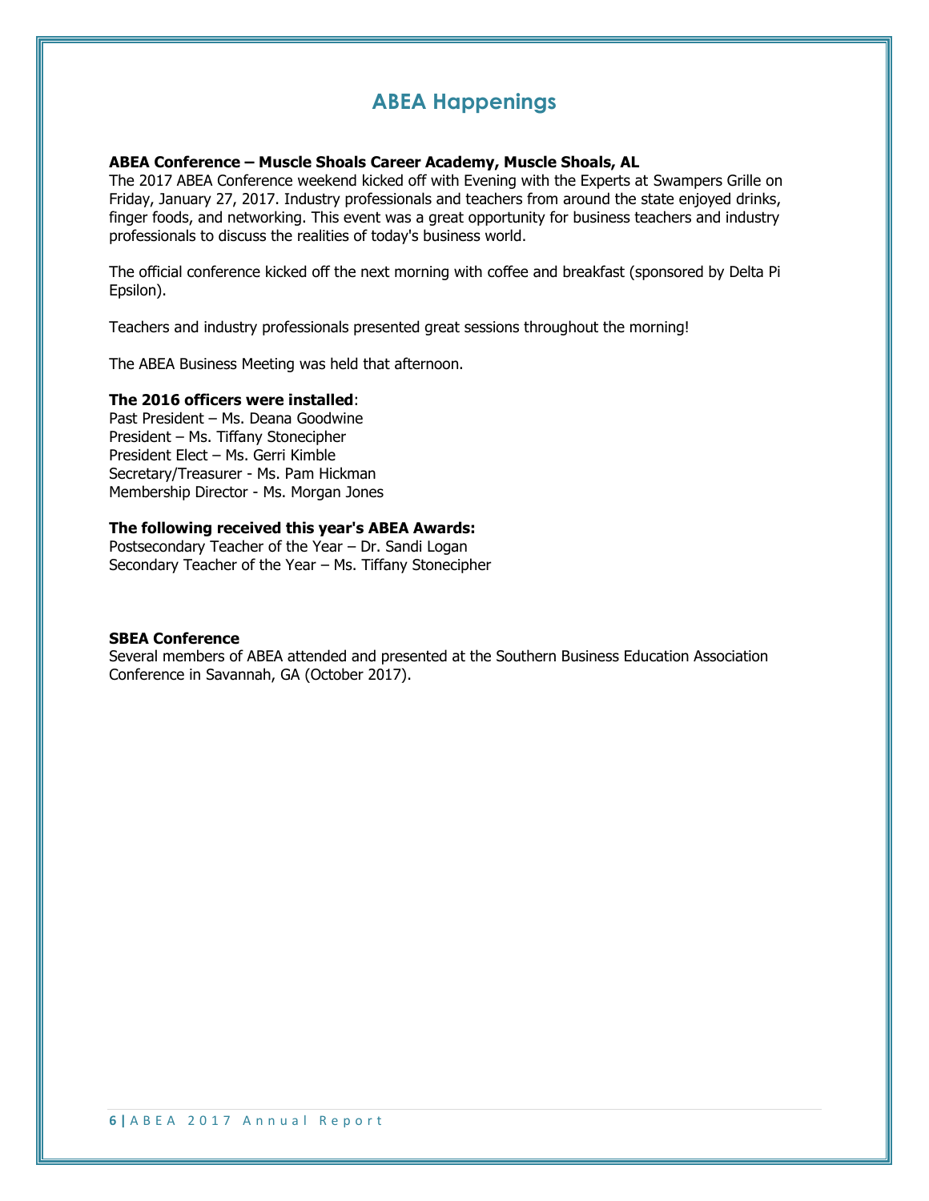# ABEA Happenings

**ABEA Conference – Muscle Shoals Career Academy, Muscle Shoals, AL**
The 2017 ABEA Conference weekend kicked off with Evening with the Experts at Swampers Grille on Friday, January 27, 2017. Industry professionals and teachers from around the state enjoyed drinks, finger foods, and networking. This event was a great opportunity for business teachers and industry professionals to discuss the realities of today's business world.

The official conference kicked off the next morning with coffee and breakfast (sponsored by Delta Pi Epsilon).

Teachers and industry professionals presented great sessions throughout the morning!

The ABEA Business Meeting was held that afternoon.

**The 2016 officers were installed**:
Past President – Ms. Deana Goodwine
President – Ms. Tiffany Stonecipher
President Elect – Ms. Gerri Kimble
Secretary/Treasurer - Ms. Pam Hickman
Membership Director - Ms. Morgan Jones

**The following received this year's ABEA Awards:**
Postsecondary Teacher of the Year – Dr. Sandi Logan
Secondary Teacher of the Year – Ms. Tiffany Stonecipher

**SBEA Conference**
Several members of ABEA attended and presented at the Southern Business Education Association Conference in Savannah, GA (October 2017).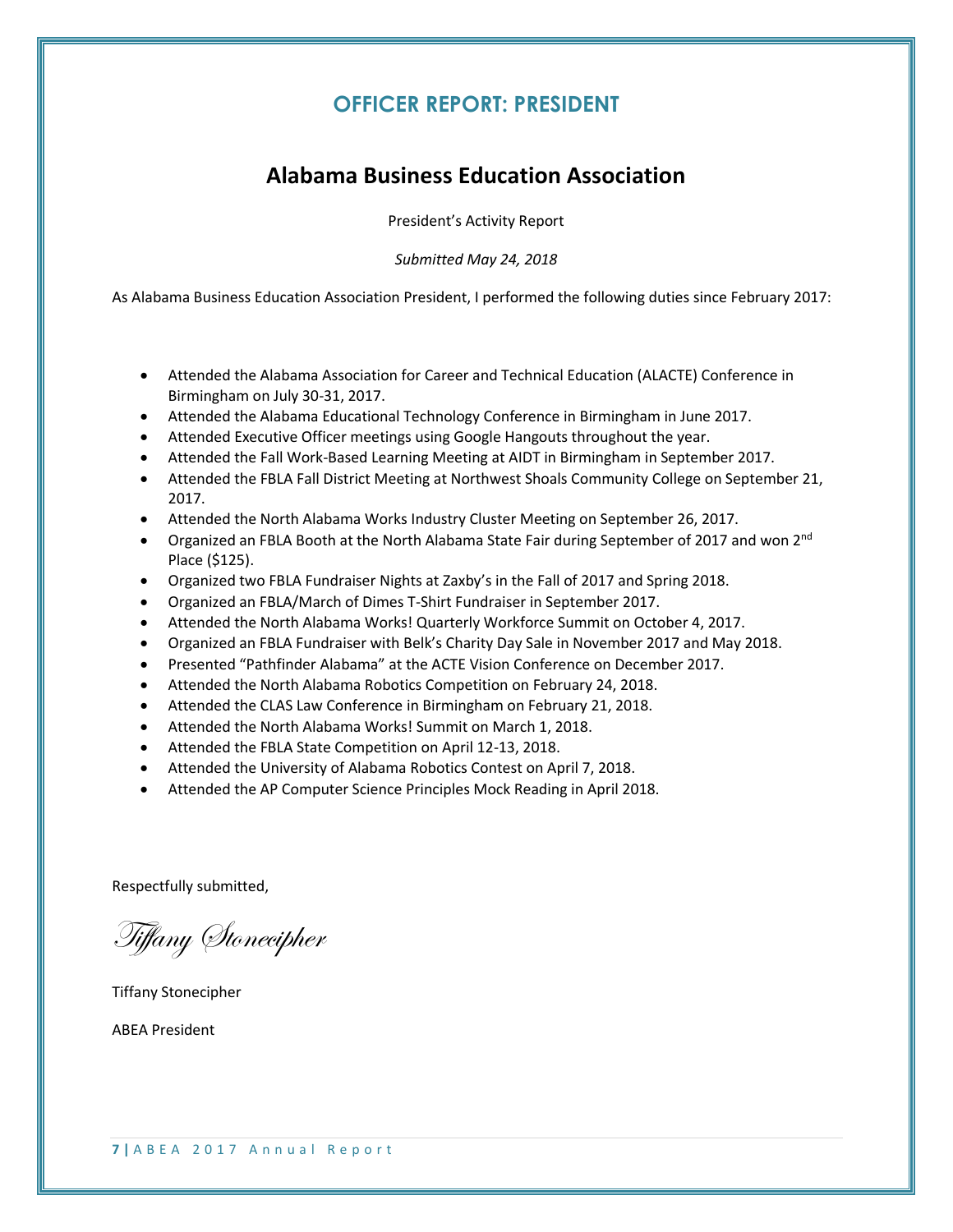## OFFICER REPORT: PRESIDENT

# Alabama Business Education Association

President's Activity Report

*Submitted May 24, 2018*

As Alabama Business Education Association President, I performed the following duties since February 2017:

- Attended the Alabama Association for Career and Technical Education (ALACTE) Conference in Birmingham on July 30-31, 2017.
- Attended the Alabama Educational Technology Conference in Birmingham in June 2017.
- Attended Executive Officer meetings using Google Hangouts throughout the year.
- Attended the Fall Work-Based Learning Meeting at AIDT in Birmingham in September 2017.
- Attended the FBLA Fall District Meeting at Northwest Shoals Community College on September 21, 2017.
- Attended the North Alabama Works Industry Cluster Meeting on September 26, 2017.
- Organized an FBLA Booth at the North Alabama State Fair during September of 2017 and won 2nd Place ($125).
- Organized two FBLA Fundraiser Nights at Zaxby's in the Fall of 2017 and Spring 2018.
- Organized an FBLA/March of Dimes T-Shirt Fundraiser in September 2017.
- Attended the North Alabama Works! Quarterly Workforce Summit on October 4, 2017.
- Organized an FBLA Fundraiser with Belk's Charity Day Sale in November 2017 and May 2018.
- Presented "Pathfinder Alabama" at the ACTE Vision Conference on December 2017.
- Attended the North Alabama Robotics Competition on February 24, 2018.
- Attended the CLAS Law Conference in Birmingham on February 21, 2018.
- Attended the North Alabama Works! Summit on March 1, 2018.
- Attended the FBLA State Competition on April 12-13, 2018.
- Attended the University of Alabama Robotics Contest on April 7, 2018.
- Attended the AP Computer Science Principles Mock Reading in April 2018.

Respectfully submitted,

*Tiffany Stonecipher*

Tiffany Stonecipher

ABEA President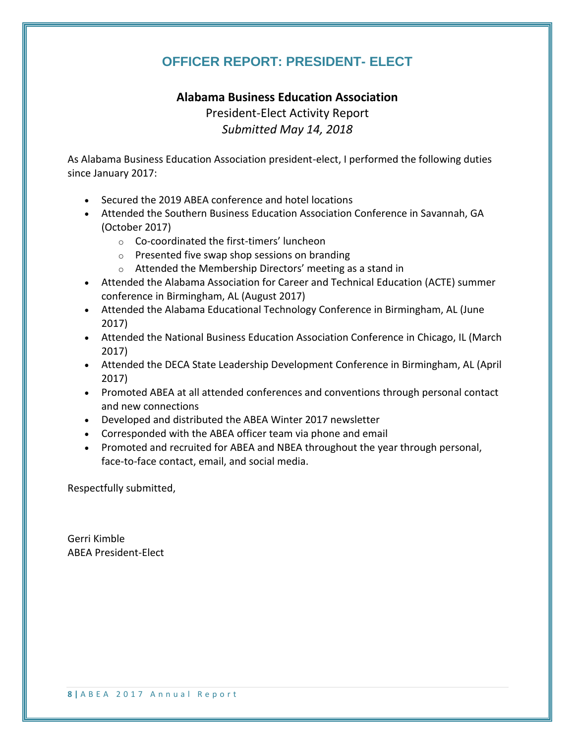# OFFICER REPORT: PRESIDENT- ELECT

**Alabama Business Education Association**

President-Elect Activity Report

*Submitted May 14, 2018*

As Alabama Business Education Association president-elect, I performed the following duties since January 2017:

- Secured the 2019 ABEA conference and hotel locations
- Attended the Southern Business Education Association Conference in Savannah, GA (October 2017)
  - Co-coordinated the first-timers' luncheon
  - Presented five swap shop sessions on branding
  - Attended the Membership Directors' meeting as a stand in
- Attended the Alabama Association for Career and Technical Education (ACTE) summer conference in Birmingham, AL (August 2017)
- Attended the Alabama Educational Technology Conference in Birmingham, AL (June 2017)
- Attended the National Business Education Association Conference in Chicago, IL (March 2017)
- Attended the DECA State Leadership Development Conference in Birmingham, AL (April 2017)
- Promoted ABEA at all attended conferences and conventions through personal contact and new connections
- Developed and distributed the ABEA Winter 2017 newsletter
- Corresponded with the ABEA officer team via phone and email
- Promoted and recruited for ABEA and NBEA throughout the year through personal, face-to-face contact, email, and social media.

Respectfully submitted,

Gerri Kimble
ABEA President-Elect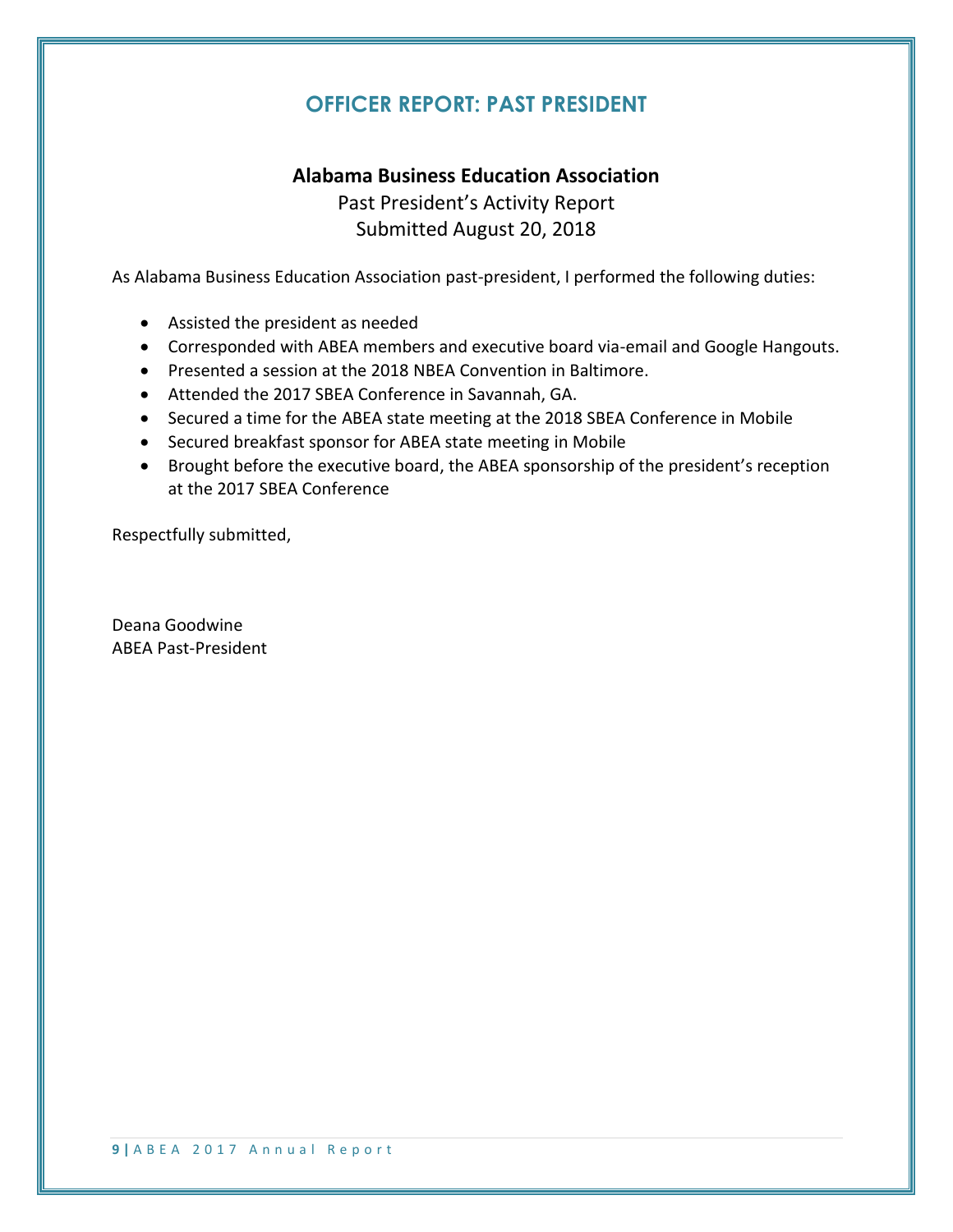# OFFICER REPORT: PAST PRESIDENT

**Alabama Business Education Association**

Past President's Activity Report

Submitted August 20, 2018

As Alabama Business Education Association past-president, I performed the following duties:

- Assisted the president as needed
- Corresponded with ABEA members and executive board via-email and Google Hangouts.
- Presented a session at the 2018 NBEA Convention in Baltimore.
- Attended the 2017 SBEA Conference in Savannah, GA.
- Secured a time for the ABEA state meeting at the 2018 SBEA Conference in Mobile
- Secured breakfast sponsor for ABEA state meeting in Mobile
- Brought before the executive board, the ABEA sponsorship of the president's reception at the 2017 SBEA Conference

Respectfully submitted,

Deana Goodwine
ABEA Past-President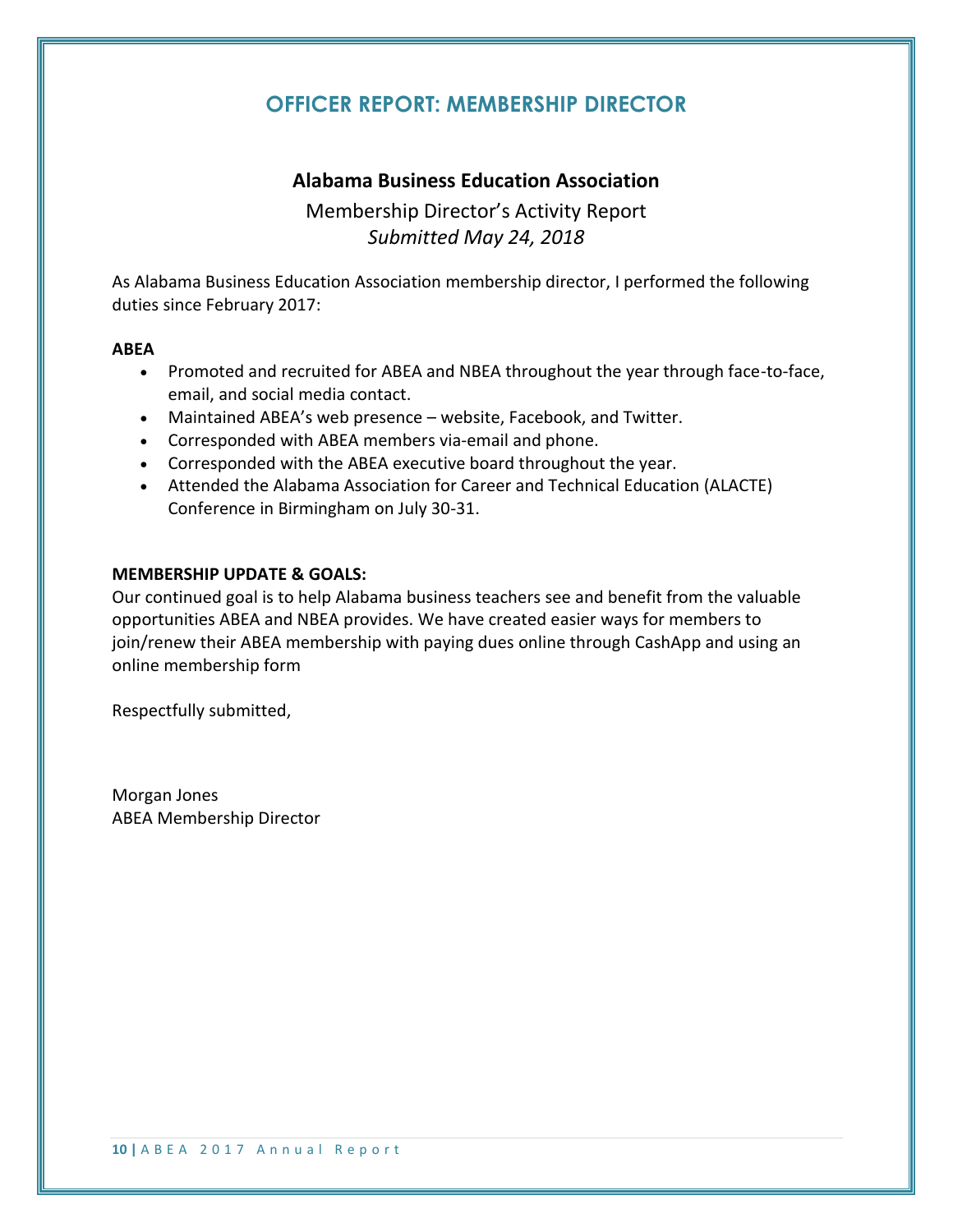# OFFICER REPORT: MEMBERSHIP DIRECTOR

**Alabama Business Education Association**

Membership Director's Activity Report

*Submitted May 24, 2018*

As Alabama Business Education Association membership director, I performed the following duties since February 2017:

**ABEA**

- Promoted and recruited for ABEA and NBEA throughout the year through face-to-face, email, and social media contact.
- Maintained ABEA's web presence – website, Facebook, and Twitter.
- Corresponded with ABEA members via-email and phone.
- Corresponded with the ABEA executive board throughout the year.
- Attended the Alabama Association for Career and Technical Education (ALACTE) Conference in Birmingham on July 30-31.

**MEMBERSHIP UPDATE & GOALS:**

Our continued goal is to help Alabama business teachers see and benefit from the valuable opportunities ABEA and NBEA provides. We have created easier ways for members to join/renew their ABEA membership with paying dues online through CashApp and using an online membership form

Respectfully submitted,

Morgan Jones
ABEA Membership Director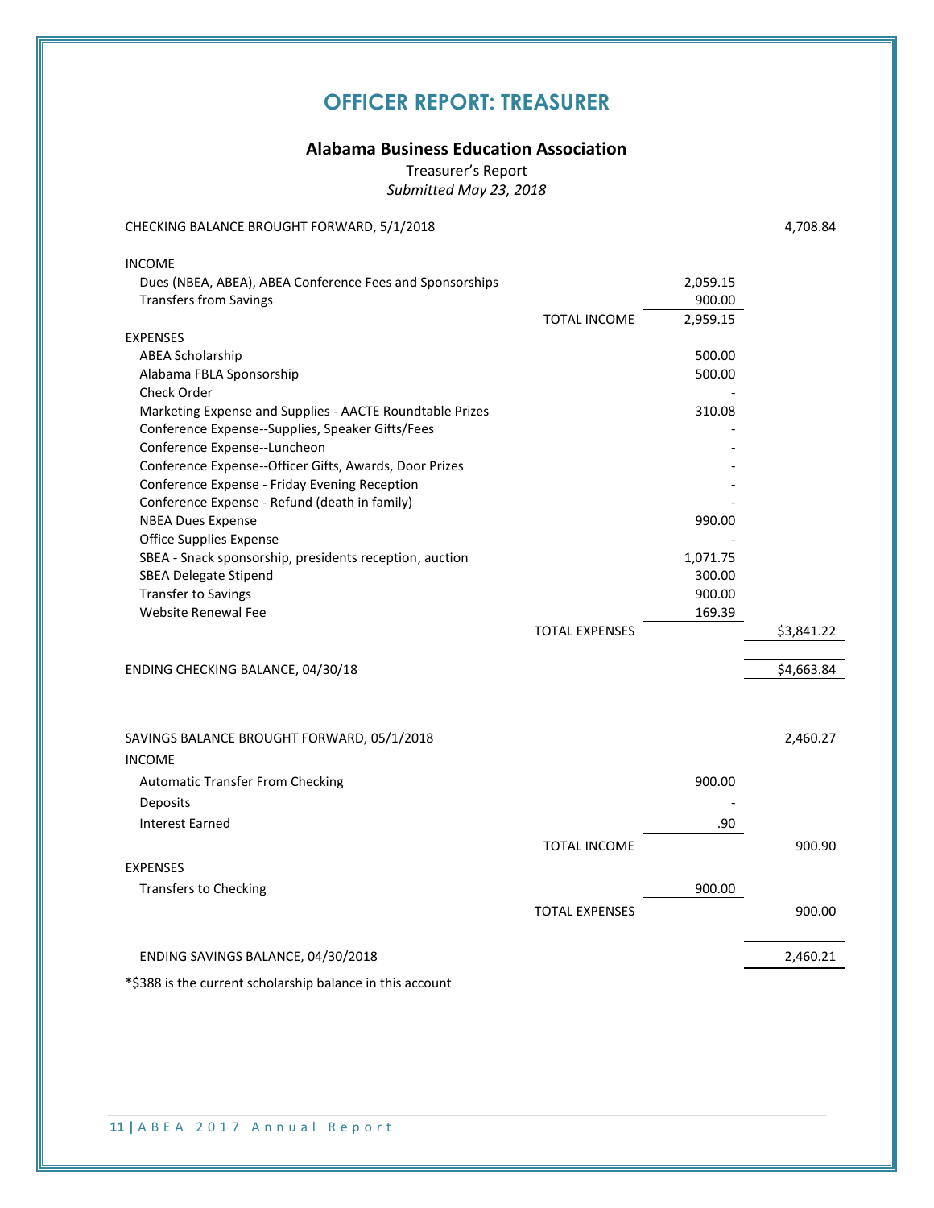# OFFICER REPORT: TREASURER

## Alabama Business Education Association

Treasurer's Report

*Submitted May 23, 2018*

| | | | |
|---|---|---|---|
| CHECKING BALANCE BROUGHT FORWARD, 5/1/2018 | | | 4,708.84 |
| INCOME | | | |
| Dues (NBEA, ABEA), ABEA Conference Fees and Sponsorships | | 2,059.15 | |
| Transfers from Savings | | 900.00 | |
| | TOTAL INCOME | 2,959.15 | |
| EXPENSES | | | |
| ABEA Scholarship | | 500.00 | |
| Alabama FBLA Sponsorship | | 500.00 | |
| Check Order | | - | |
| Marketing Expense and Supplies - AACTE Roundtable Prizes | | 310.08 | |
| Conference Expense--Supplies, Speaker Gifts/Fees | | - | |
| Conference Expense--Luncheon | | - | |
| Conference Expense--Officer Gifts, Awards, Door Prizes | | - | |
| Conference Expense - Friday Evening Reception | | - | |
| Conference Expense - Refund (death in family) | | - | |
| NBEA Dues Expense | | 990.00 | |
| Office Supplies Expense | | - | |
| SBEA - Snack sponsorship, presidents reception, auction | | 1,071.75 | |
| SBEA Delegate Stipend | | 300.00 | |
| Transfer to Savings | | 900.00 | |
| Website Renewal Fee | | 169.39 | |
| | TOTAL EXPENSES | | $3,841.22 |
| ENDING CHECKING BALANCE, 04/30/18 | | | $4,663.84 |

| | | | |
|---|---|---|---|
| SAVINGS BALANCE BROUGHT FORWARD, 05/1/2018 | | | 2,460.27 |
| INCOME | | | |
| Automatic Transfer From Checking | | 900.00 | |
| Deposits | | - | |
| Interest Earned | | .90 | |
| | TOTAL INCOME | | 900.90 |
| EXPENSES | | | |
| Transfers to Checking | | 900.00 | |
| | TOTAL EXPENSES | | 900.00 |
| ENDING SAVINGS BALANCE, 04/30/2018 | | | 2,460.21 |

*$388 is the current scholarship balance in this account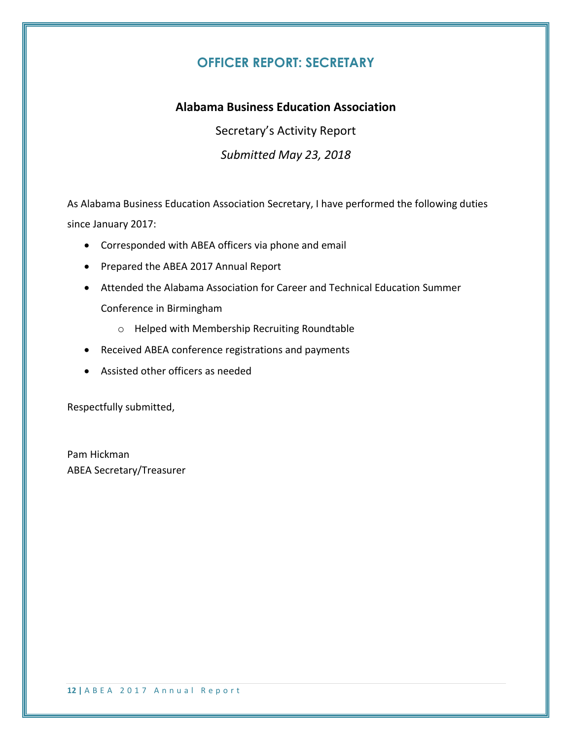# OFFICER REPORT: SECRETARY

**Alabama Business Education Association**

Secretary's Activity Report

*Submitted May 23, 2018*

As Alabama Business Education Association Secretary, I have performed the following duties since January 2017:

- Corresponded with ABEA officers via phone and email
- Prepared the ABEA 2017 Annual Report
- Attended the Alabama Association for Career and Technical Education Summer Conference in Birmingham
    - Helped with Membership Recruiting Roundtable
- Received ABEA conference registrations and payments
- Assisted other officers as needed

Respectfully submitted,

Pam Hickman
ABEA Secretary/Treasurer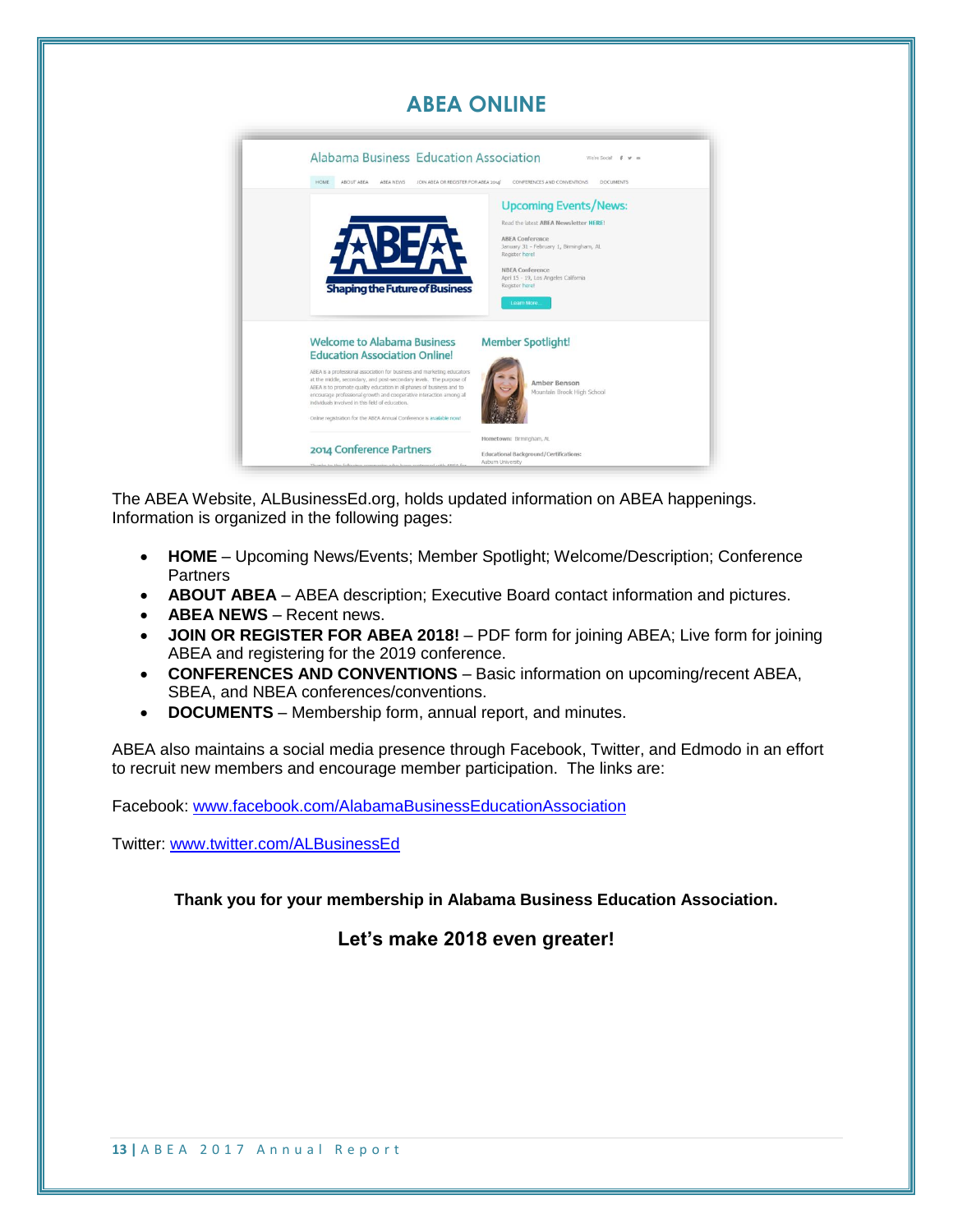## ABEA ONLINE

The ABEA Website, ALBusinessEd.org, holds updated information on ABEA happenings. Information is organized in the following pages:

- **HOME** – Upcoming News/Events; Member Spotlight; Welcome/Description; Conference Partners
- **ABOUT ABEA** – ABEA description; Executive Board contact information and pictures.
- **ABEA NEWS** – Recent news.
- **JOIN OR REGISTER FOR ABEA 2018!** – PDF form for joining ABEA; Live form for joining ABEA and registering for the 2019 conference.
- **CONFERENCES AND CONVENTIONS** – Basic information on upcoming/recent ABEA, SBEA, and NBEA conferences/conventions.
- **DOCUMENTS** – Membership form, annual report, and minutes.

ABEA also maintains a social media presence through Facebook, Twitter, and Edmodo in an effort to recruit new members and encourage member participation. The links are:

Facebook: www.facebook.com/AlabamaBusinessEducationAssociation

Twitter: www.twitter.com/ALBusinessEd

**Thank you for your membership in Alabama Business Education Association.**

**Let's make 2018 even greater!**